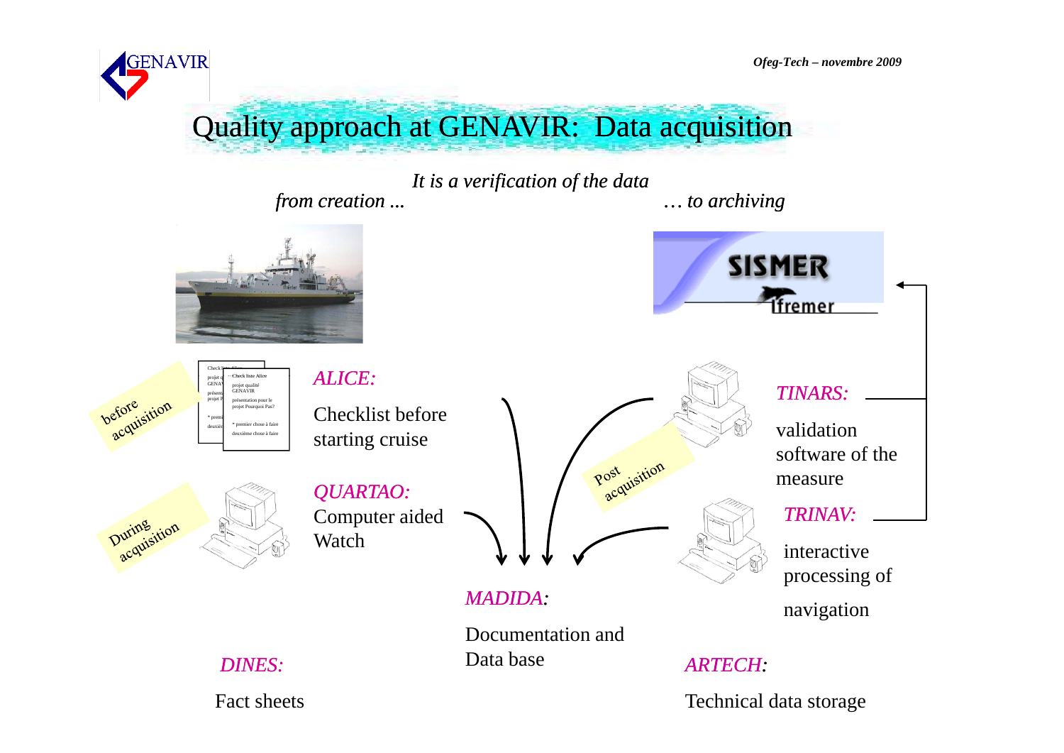# Quality approach at GENAVIR: Data acquisition

*It is a verification of the data*

*from creation ...* *… to archiving*

before acquisition

*ALICE:*

Checklist before starting cruise

During acquisition

*QUARTAO:*

Computer aided Watch

Post acquisition

*TINARS:*

validation software of the measure

*TRINAV:*

interactive processing of navigation

*MADIDA:*

Documentation and Data base

*DINES:*

Fact sheets

*ARTECH:*

Technical data storage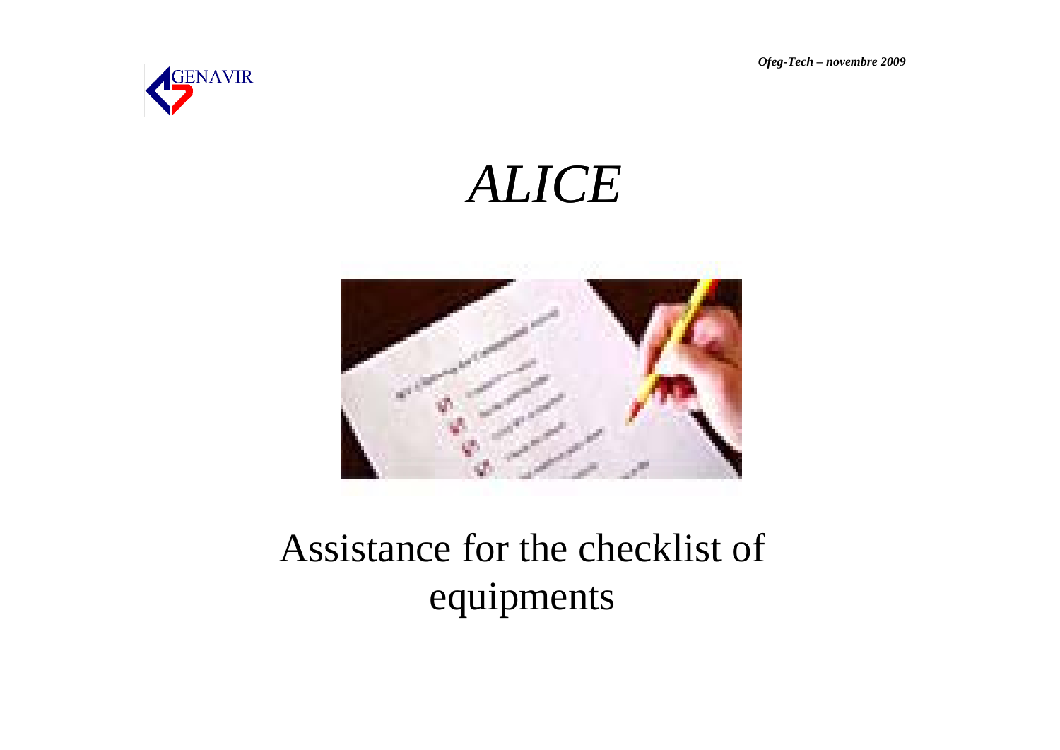# *ALICE*

Assistance for the checklist of equipments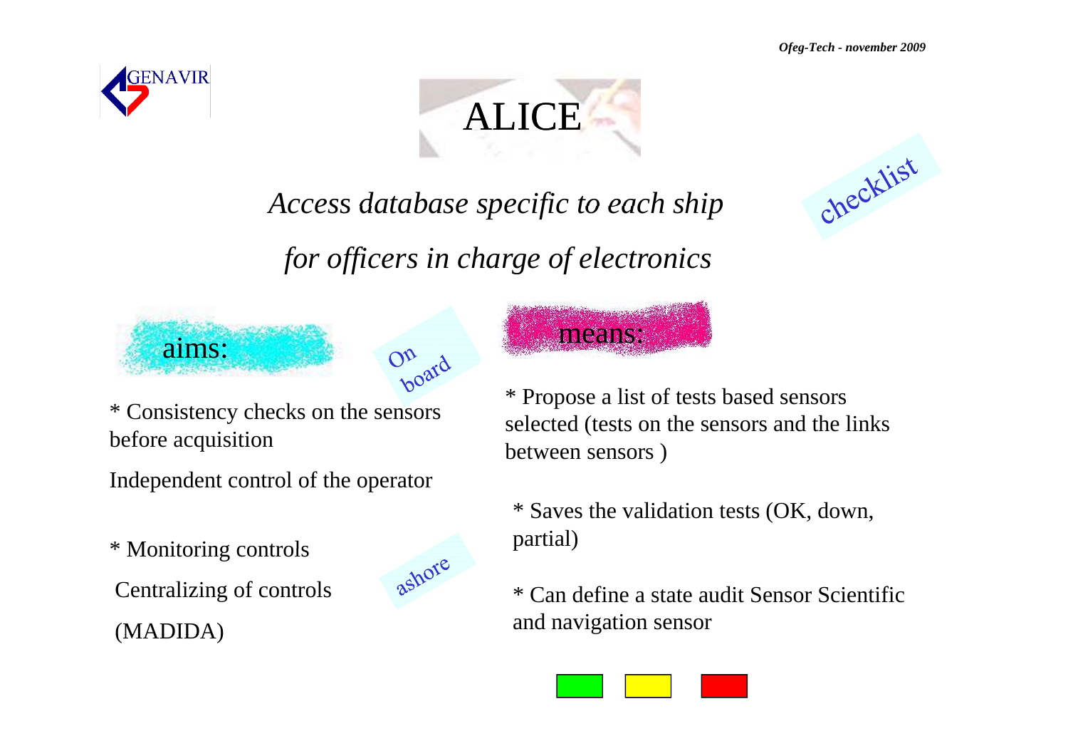GENAVIR

# ALICE

*Access database specific to each ship*

*for officers in charge of electronics*

checklist

## aims:

On board

* Consistency checks on the sensors before acquisition

Independent control of the operator

* Monitoring controls

Centralizing of controls

(MADIDA)

ashore

## means:

* Propose a list of tests based sensors selected (tests on the sensors and the links between sensors )

* Saves the validation tests (OK, down, partial)

* Can define a state audit Sensor Scientific and navigation sensor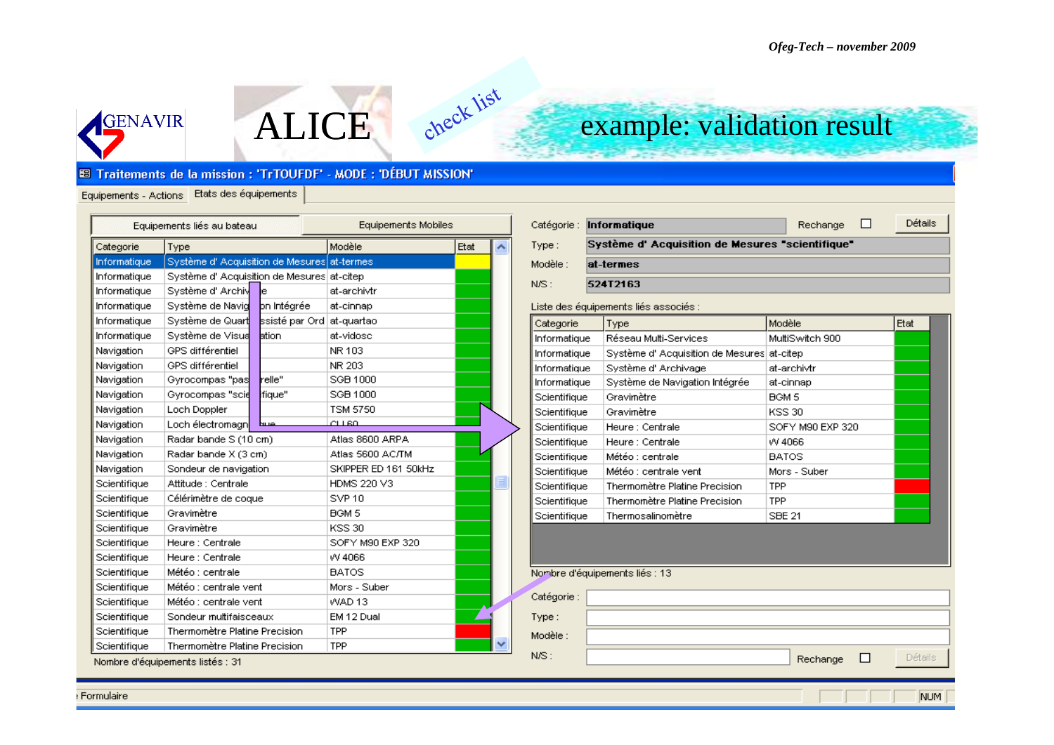# ALICE — check list — example: validation result

**Traitements de la mission : 'TrTOUFDF' - MODE : 'DÉBUT MISSION'**

Equipements - Actions | Etats des équipements

Equipements liés au bateau | Equipements Mobiles

| Categorie | Type | Modèle | Etat |
|---|---|---|---|
| Informatique | Système d' Acquisition de Mesures | at-termes | |
| Informatique | Système d' Acquisition de Mesures | at-citep | |
| Informatique | Système d' Archivage | at-archivtr | |
| Informatique | Système de Navigation Intégrée | at-cinnap | |
| Informatique | Système de Quart assisté par Ord | at-quartao | |
| Informatique | Système de Visualisation | at-vidosc | |
| Navigation | GPS différentiel | NR 103 | |
| Navigation | GPS différentiel | NR 203 | |
| Navigation | Gyrocompas "passerelle" | SGB 1000 | |
| Navigation | Gyrocompas "scientifique" | SGB 1000 | |
| Navigation | Loch Doppler | TSM 5750 | |
| Navigation | Loch électromagnétique | CLL60 | |
| Navigation | Radar bande S (10 cm) | Atlas 8600 ARPA | |
| Navigation | Radar bande X (3 cm) | Atlas 5600 AC/TM | |
| Navigation | Sondeur de navigation | SKIPPER ED 161 50kHz | |
| Scientifique | Attitude : Centrale | HDMS 220 V3 | |
| Scientifique | Célérimètre de coque | SVP 10 | |
| Scientifique | Gravimètre | BGM 5 | |
| Scientifique | Gravimètre | KSS 30 | |
| Scientifique | Heure : Centrale | SOFY M90 EXP 320 | |
| Scientifique | Heure : Centrale | W 4066 | |
| Scientifique | Météo : centrale | BATOS | |
| Scientifique | Météo : centrale vent | Mors - Suber | |
| Scientifique | Météo : centrale vent | WAD 13 | |
| Scientifique | Sondeur multifaisceaux | EM 12 Dual | |
| Scientifique | Thermomètre Platine Precision | TPP | |
| Scientifique | Thermomètre Platine Precision | TPP | |

Nombre d'équipements listés : 31

Catégorie : **Informatique** — Rechange ☐ — Détails

Type : **Système d' Acquisition de Mesures "scientifique"**

Modèle : **at-termes**

N/S : **524T2163**

Liste des équipements liés associés :

| Categorie | Type | Modèle | Etat |
|---|---|---|---|
| Informatique | Réseau Multi-Services | MultiSwitch 900 | |
| Informatique | Système d' Acquisition de Mesures | at-citep | |
| Informatique | Système d' Archivage | at-archivtr | |
| Informatique | Système de Navigation Intégrée | at-cinnap | |
| Scientifique | Gravimètre | BGM 5 | |
| Scientifique | Gravimètre | KSS 30 | |
| Scientifique | Heure : Centrale | SOFY M90 EXP 320 | |
| Scientifique | Heure : Centrale | W 4066 | |
| Scientifique | Météo : centrale | BATOS | |
| Scientifique | Météo : centrale vent | Mors - Suber | |
| Scientifique | Thermomètre Platine Precision | TPP | |
| Scientifique | Thermomètre Platine Precision | TPP | |
| Scientifique | Thermosalinomètre | SBE 21 | |

Nombre d'équipements liés : 13

Catégorie :

Type :

Modèle :

N/S : — Rechange ☐ — Détails

Formulaire — NUM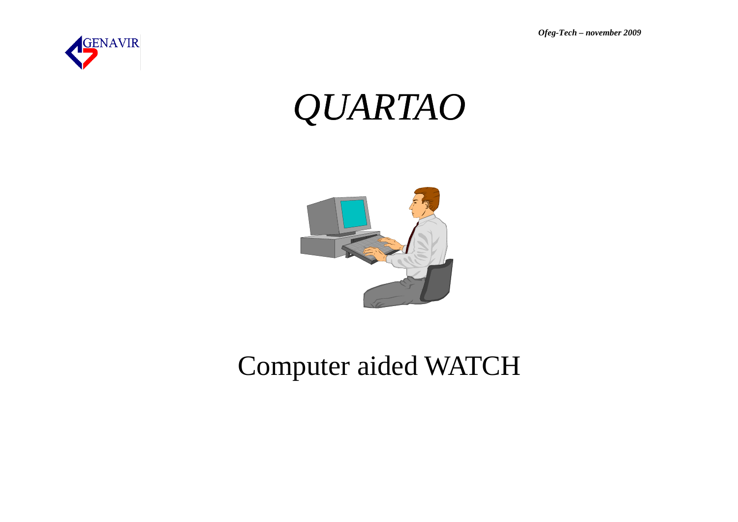# *QUARTAO*

Computer aided WATCH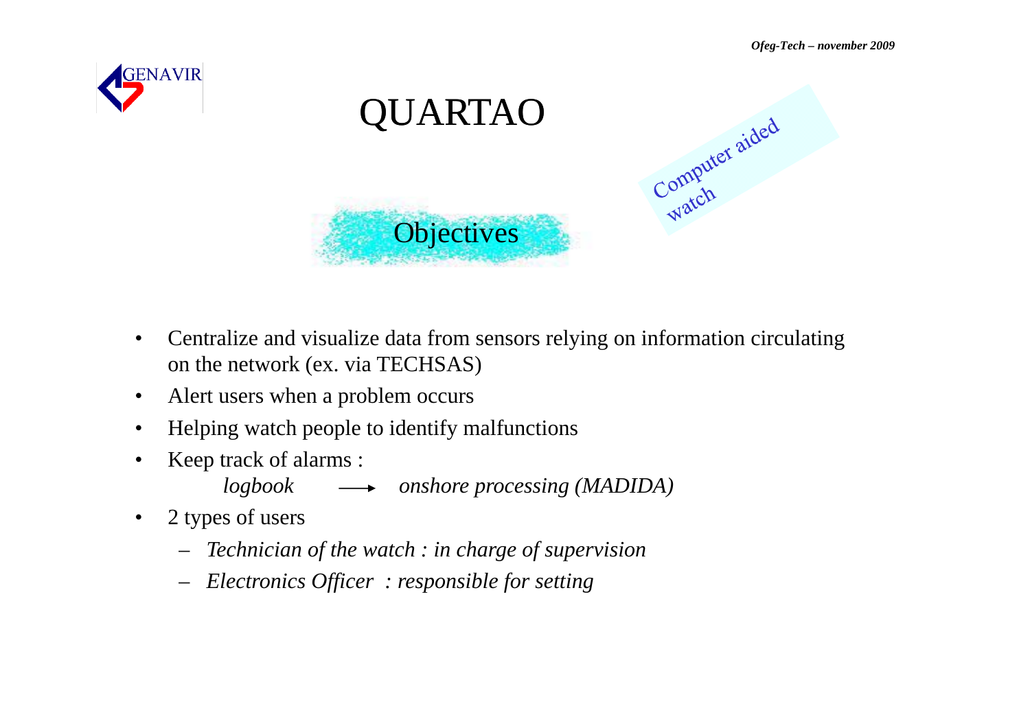# QUARTAO

Computer aided watch

## Objectives

- Centralize and visualize data from sensors relying on information circulating on the network (ex. via TECHSAS)
- Alert users when a problem occurs
- Helping watch people to identify malfunctions
- Keep track of alarms :

  *logbook* ⟶ *onshore processing (MADIDA)*
- 2 types of users
  - *Technician of the watch : in charge of supervision*
  - *Electronics Officer : responsible for setting*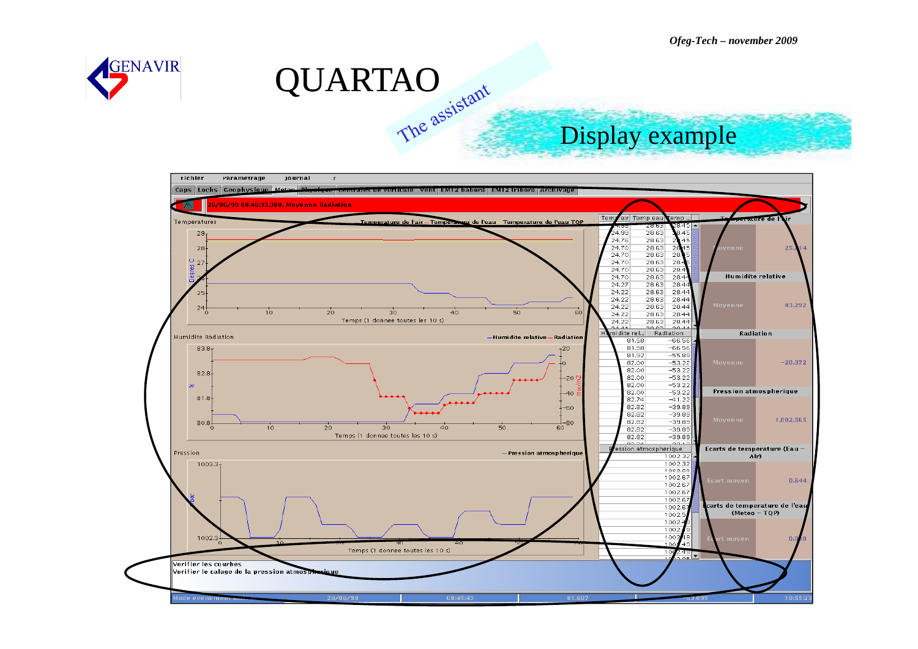# QUARTAO

*The assistant*

## Display example

Fichier Parametrage Journal ?

Caps | Lochs | Geophysique | Meteo | Physique | Centrales de verticale | Vent | EM12 babord | EM12 tribord | Archivage

20/06/99 08:45:33.300, Moyenne Radiation

Temperatures — Temperature de l'air — Temperature de l'eau — Temperature de l'eau TOP

Temps (1 donnee toutes les 10 s)

Humidite Radiation — Humidite relative — Radiation

Temps (1 donnee toutes les 10 s)

Pression — Pression atmospherique

Temps (1 donnee toutes les 10 s)

| Temp air | Temp eau | Temp ... |
|---|---|---|
| 24.99 | 28.63 | 28.45 |
| 24.76 | 28.63 | 28.45 |
| 24.70 | 28.63 | 28.45 |
| 24.70 | 28.63 | 28.45 |
| 24.70 | 28.63 | 28.45 |
| 24.70 | 28.63 | 28.44 |
| 24.70 | 28.63 | 28.44 |
| 24.27 | 28.63 | 28.44 |
| 24.22 | 28.63 | 28.44 |
| 24.22 | 28.63 | 28.44 |
| 24.22 | 28.63 | 28.44 |
| 24.22 | 28.63 | 28.44 |
| 24.22 | 28.63 | 28.44 |

| Humidite rel... | Radiation |
|---|---|
| 81.58 | -66.56 |
| 81.58 | -66.56 |
| 81.92 | -55.89 |
| 82.00 | -53.22 |
| 82.00 | -53.22 |
| 82.00 | -53.22 |
| 82.00 | -53.22 |
| 82.00 | -53.22 |
| 82.74 | -41.22 |
| 82.82 | -39.89 |
| 82.82 | -39.89 |
| 82.82 | -39.89 |
| 82.82 | -39.89 |
| 82.82 | -39.89 |

| Pression atmospherique |
|---|
| 1002.32 |
| 1002.32 |
| 1002.67 |
| 1002.67 |
| 1002.67 |
| 1002.67 |
| 1002.67 |
| 1002.5 |
| 1002.45 |
| 1002.49 |
| 1002.45 |
| 1002.45 |
| 1002.49 |

| | |
|---|---|
| **Temperature de l'air** | |
| Moyenne | 25.214 |
| **Humidite relative** | |
| Moyenne | 83.292 |
| **Radiation** | |
| Moyenne | -20.372 |
| **Pression atmospherique** | |
| Moyenne | 1,002.565 |
| **Ecarts de temperature (Eau – Air)** | |
| Ecart moyen | 0.644 |
| **Ecarts de temperature de l'eau (Meteo – TQP)** | |
| Ecart moyen | 0.030 |

Verifier les courbes
Verifier le calage de la pression atmospherique

Mode evenement ... | 20/06/99 | 08:45:43 | 81.607 | -53.099 | 10:55:23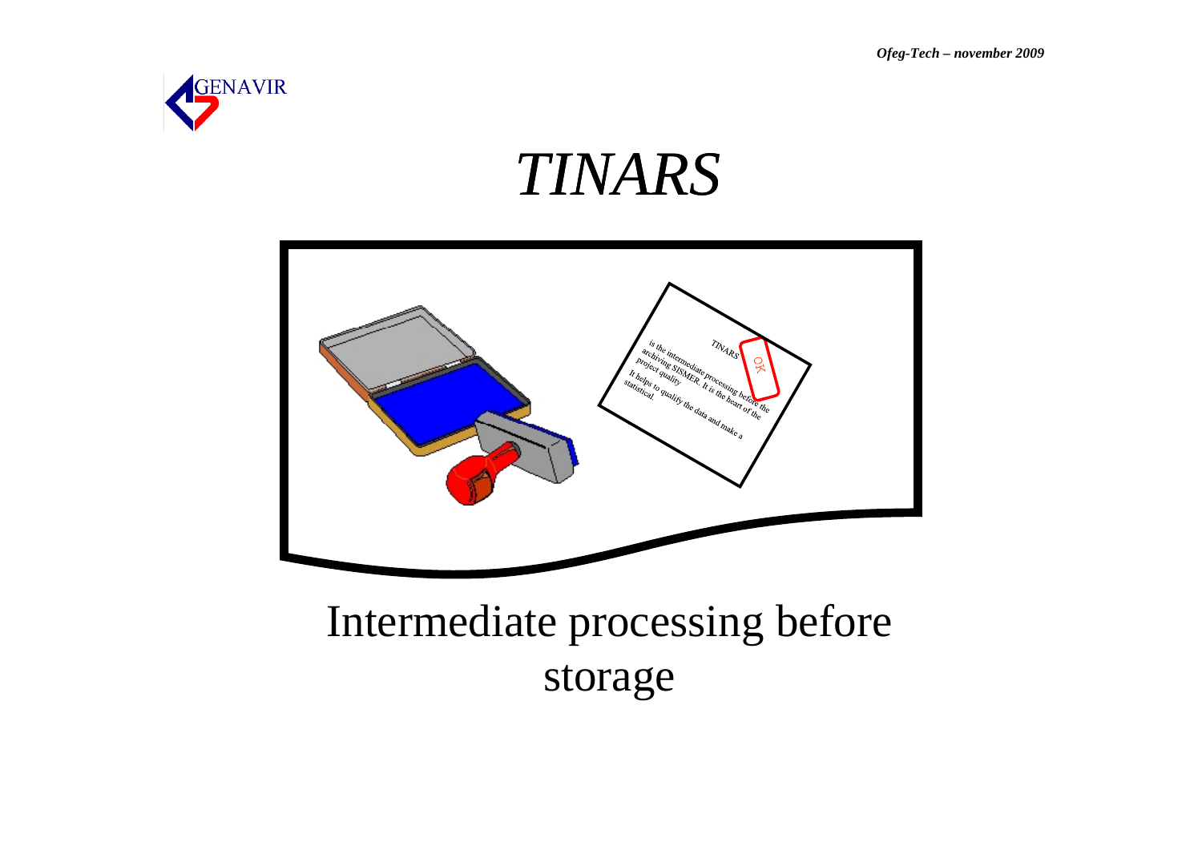# *TINARS*

Intermediate processing before storage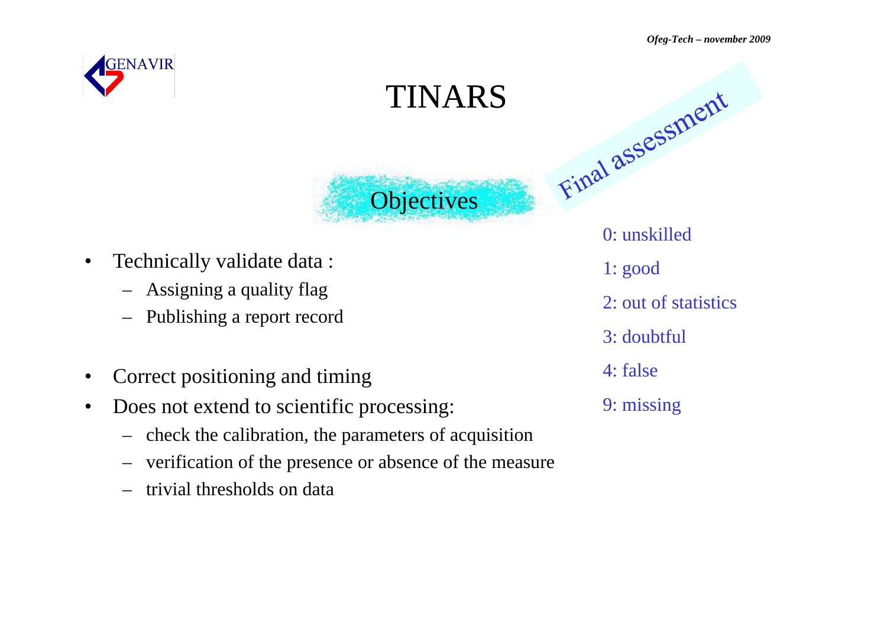# TINARS

## Objectives

- Technically validate data :
  - Assigning a quality flag
  - Publishing a report record
- Correct positioning and timing
- Does not extend to scientific processing:
  - check the calibration, the parameters of acquisition
  - verification of the presence or absence of the measure
  - trivial thresholds on data

## Final assessment

0: unskilled

1: good

2: out of statistics

3: doubtful

4: false

9: missing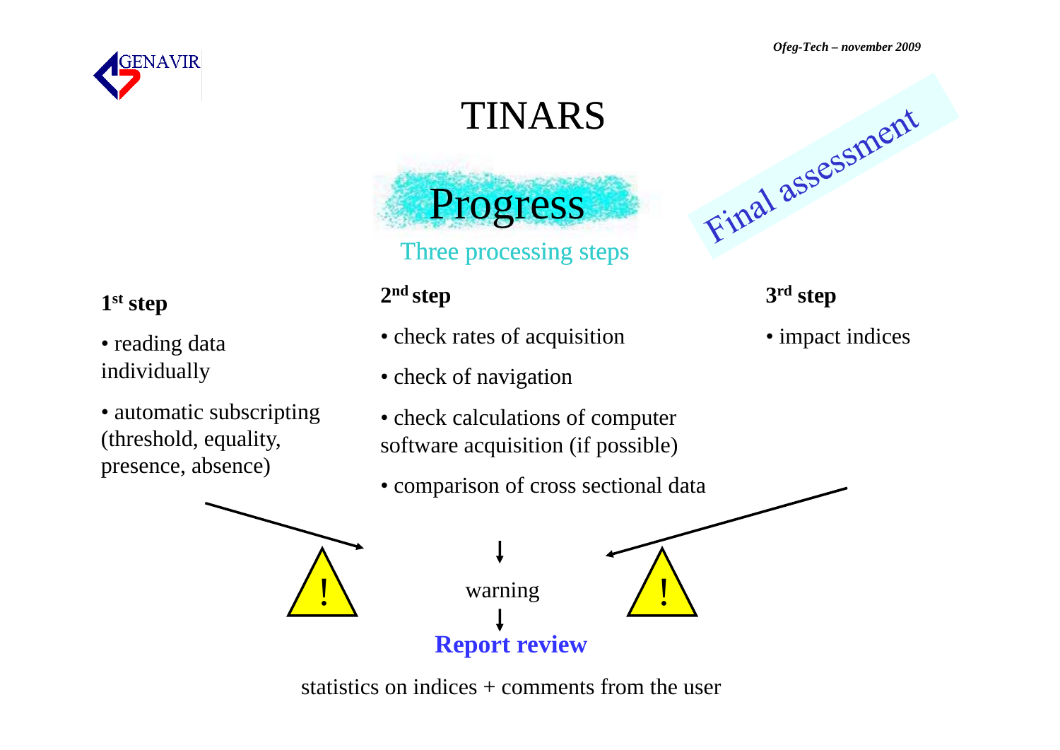# TINARS

## Progress

*Final assessment*

Three processing steps

**1st step**

- reading data individually
- automatic subscripting (threshold, equality, presence, absence)

**2nd step**

- check rates of acquisition
- check of navigation
- check calculations of computer software acquisition (if possible)
- comparison of cross sectional data

**3rd step**

- impact indices

! warning !

**Report review**

statistics on indices + comments from the user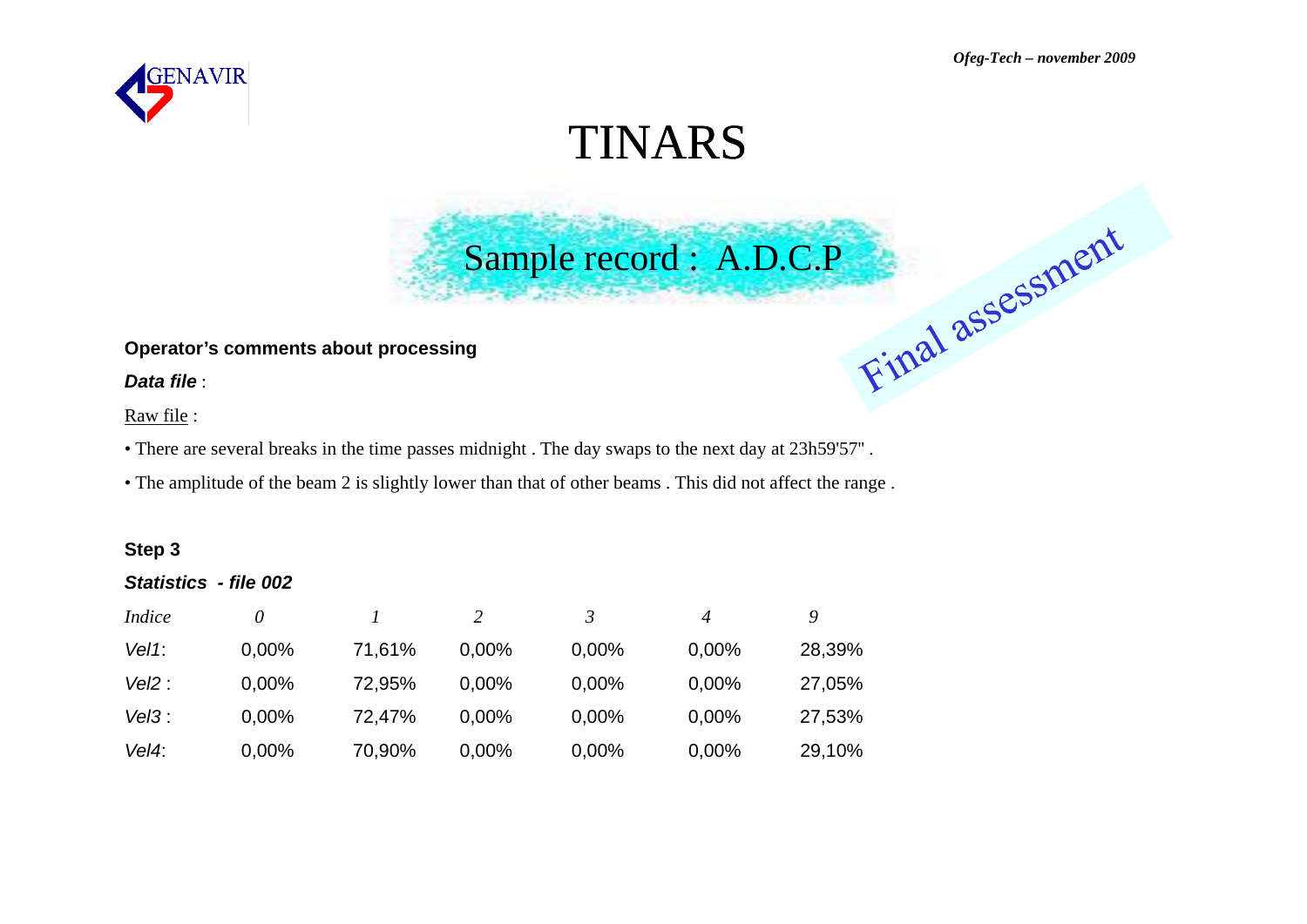# TINARS

## Sample record : A.D.C.P

Final assessment

**Operator's comments about processing**

***Data file*** :

Raw file :

- There are several breaks in the time passes midnight . The day swaps to the next day at 23h59'57" .
- The amplitude of the beam 2 is slightly lower than that of other beams . This did not affect the range .

**Step 3**

***Statistics - file 002***

| *Indice* | *0* | *1* | *2* | *3* | *4* | *9* |
|---|---|---|---|---|---|---|
| *Vel1*: | 0,00% | 71,61% | 0,00% | 0,00% | 0,00% | 28,39% |
| *Vel2* : | 0,00% | 72,95% | 0,00% | 0,00% | 0,00% | 27,05% |
| *Vel3* : | 0,00% | 72,47% | 0,00% | 0,00% | 0,00% | 27,53% |
| *Vel4*: | 0,00% | 70,90% | 0,00% | 0,00% | 0,00% | 29,10% |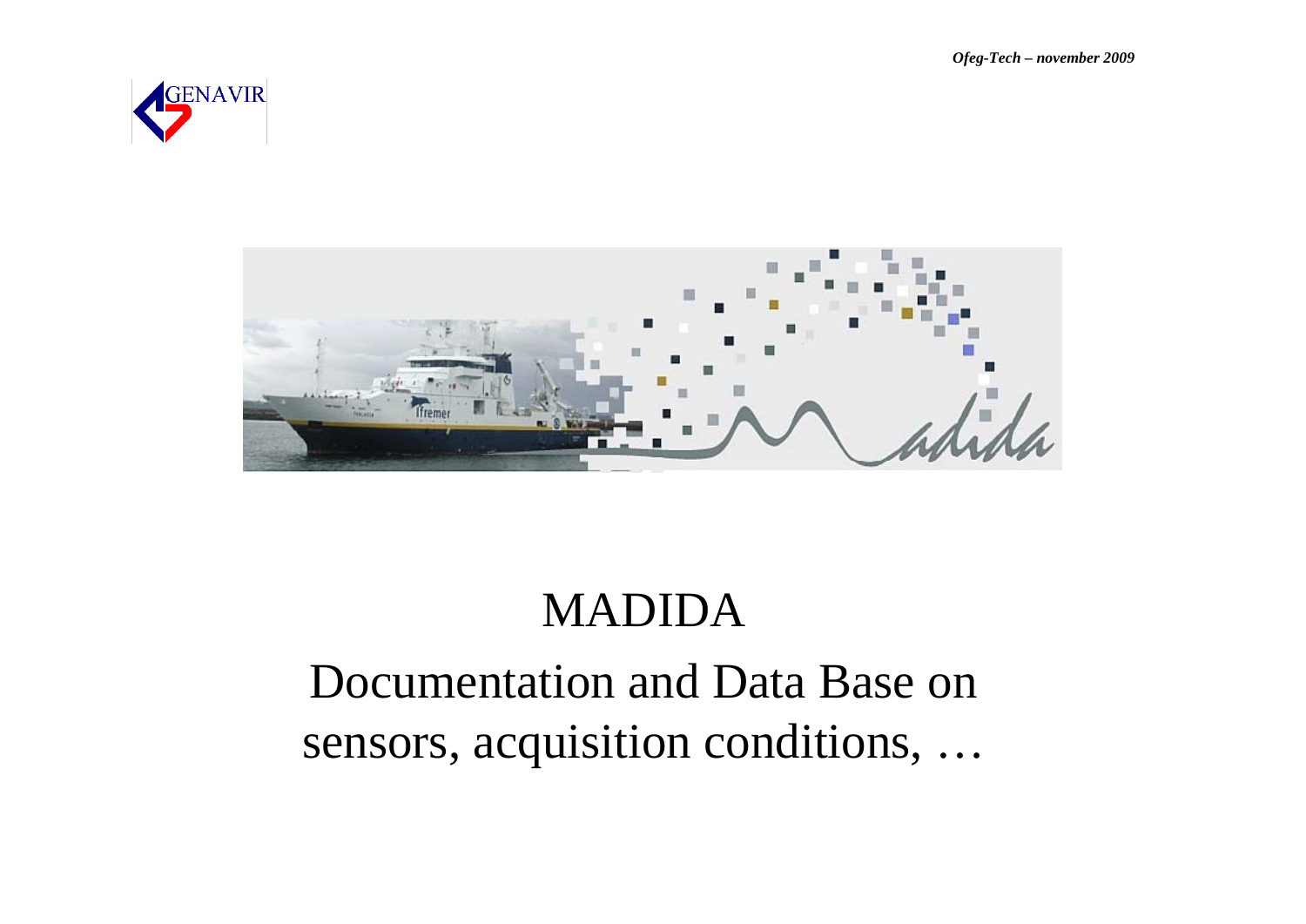# MADIDA

## Documentation and Data Base on sensors, acquisition conditions, …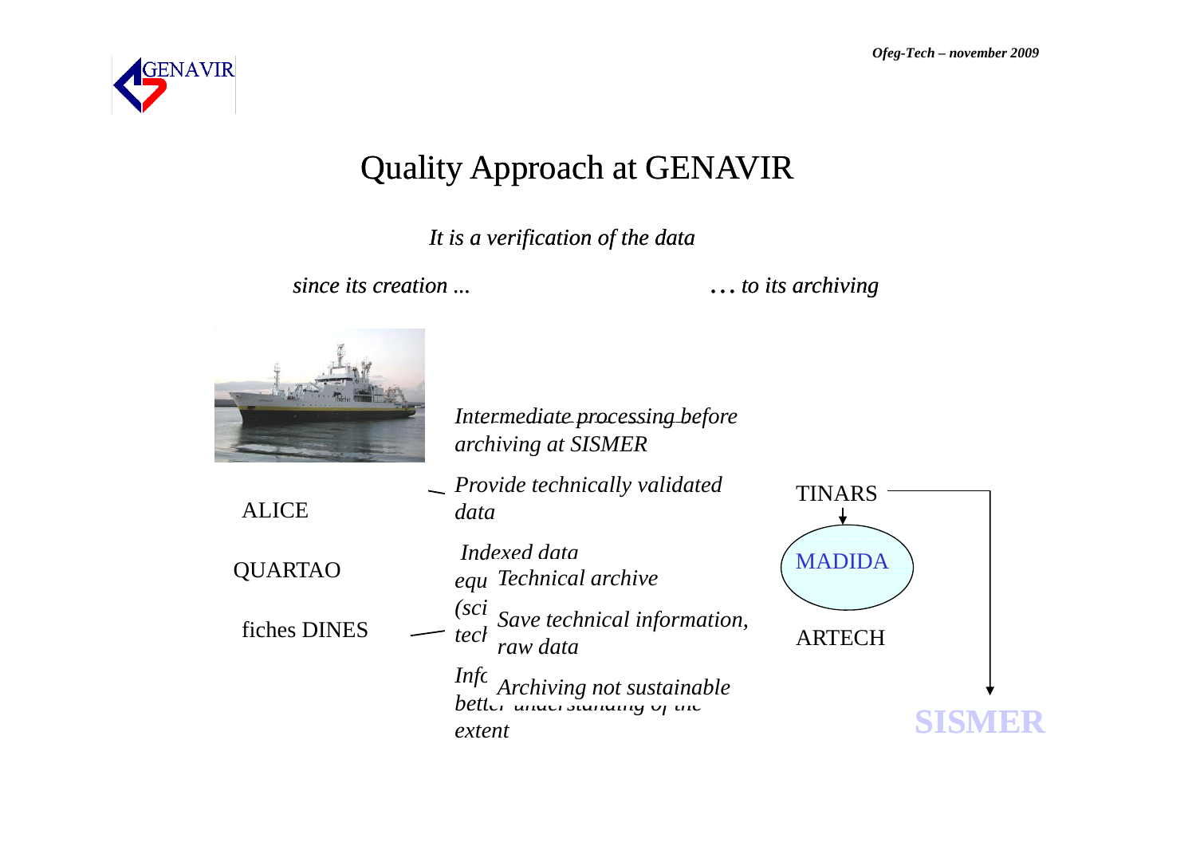# Quality Approach at GENAVIR

*It is a verification of the data*

*since its creation ...* *... to its archiving*

ALICE

*Intermediate processing before archiving at SISMER*

*Provide technically validated data*

QUARTAO

*Indexed data*

*Technical archive*

fiches DINES

*Save technical information, raw data*

*Archiving not sustainable*

TINARS

MADIDA

ARTECH

SISMER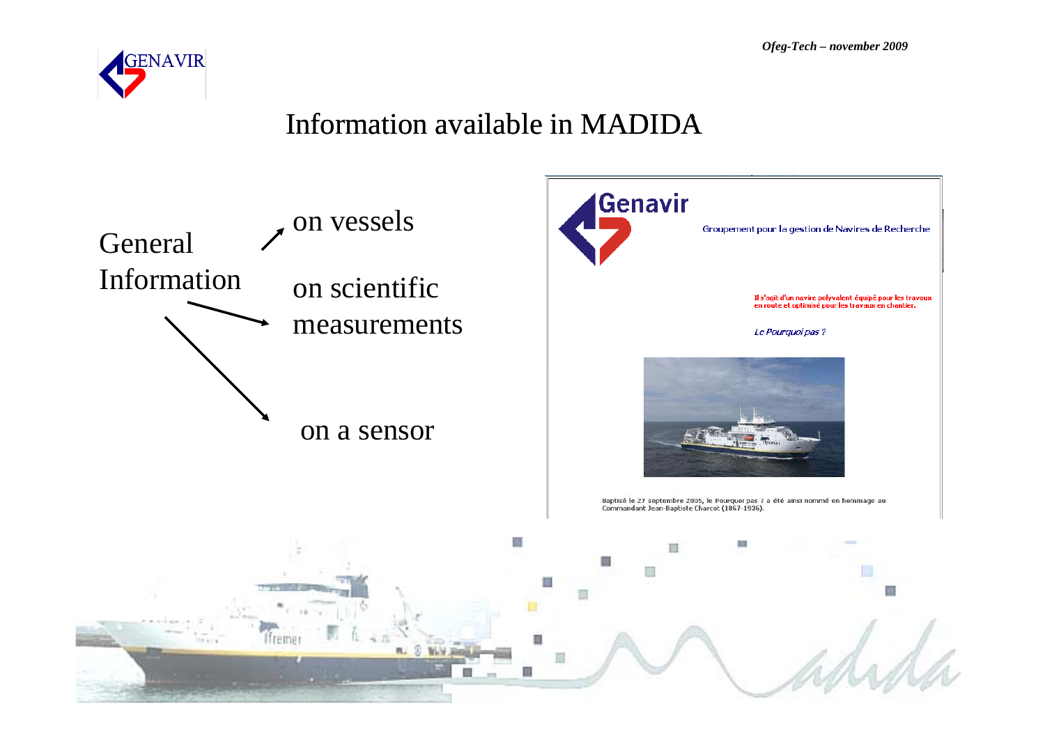# Information available in MADIDA

General Information

- on vessels
- on scientific measurements
- on a sensor

Genavir

Groupement pour la gestion de Navires de Recherche

Il s'agit d'un navire polyvalent équipé pour les travaux en route et optimisé pour les travaux en chantier.

*Le Pourquoi pas ?*

Baptisé le 27 septembre 2005, le Pourquoi pas ? a été ainsi nommé en hommage au Commandant Jean-Baptiste Charcot (1867-1936).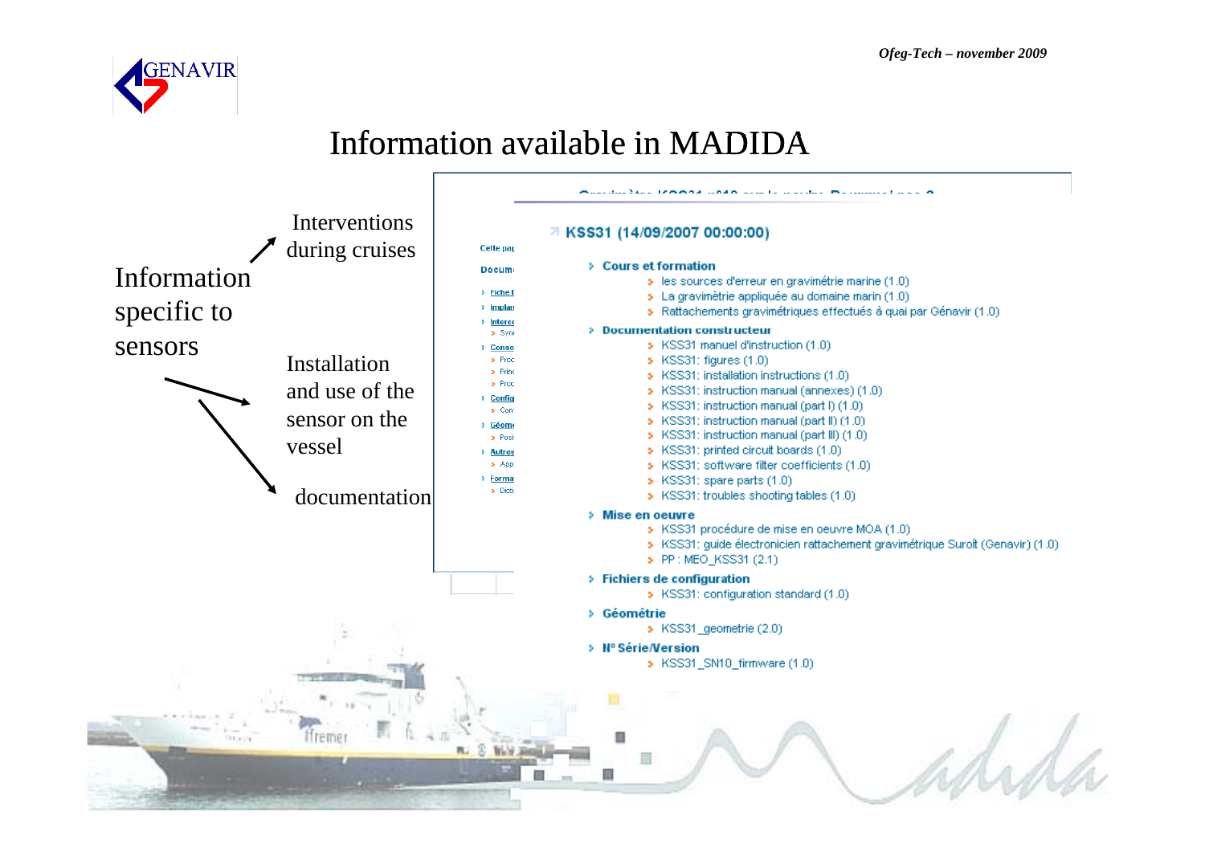# Information available in MADIDA

Information specific to sensors

- Interventions during cruises
- Installation and use of the sensor on the vessel
- documentation

**KSS31 (14/09/2007 00:00:00)**

- **Cours et formation**
  - les sources d'erreur en gravimétrie marine (1.0)
  - La gravimètrie appliquée au domaine marin (1.0)
  - Rattachements gravimétriques effectués à quai par Génavir (1.0)
- **Documentation constructeur**
  - KSS31 manuel d'instruction (1.0)
  - KSS31: figures (1.0)
  - KSS31: installation instructions (1.0)
  - KSS31: instruction manual (annexes) (1.0)
  - KSS31: instruction manual (part I) (1.0)
  - KSS31: instruction manual (part II) (1.0)
  - KSS31: instruction manual (part III) (1.0)
  - KSS31: printed circuit boards (1.0)
  - KSS31: software filter coefficients (1.0)
  - KSS31: spare parts (1.0)
  - KSS31: troubles shooting tables (1.0)
- **Mise en oeuvre**
  - KSS31 procédure de mise en oeuvre MOA (1.0)
  - KSS31: guide électronicien rattachement gravimétrique Suroît (Genavir) (1.0)
  - PP : MEO_KSS31 (2.1)
- **Fichiers de configuration**
  - KSS31: configuration standard (1.0)
- **Géométrie**
  - KSS31_geometrie (2.0)
- **N° Série/Version**
  - KSS31_SN10_firmware (1.0)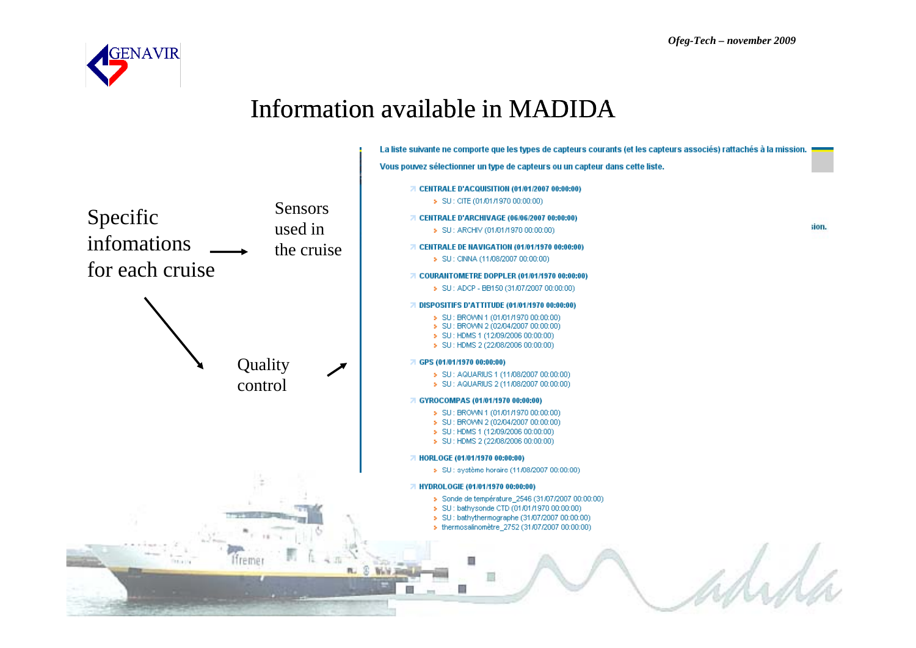# Information available in MADIDA

Specific infomations for each cruise → Sensors used in the cruise

Quality control

La liste suivante ne comporte que les types de capteurs courants (et les capteurs associés) rattachés à la mission.

Vous pouvez sélectionner un type de capteurs ou un capteur dans cette liste.

- CENTRALE D'ACQUISITION (01/01/2007 00:00:00)
  - SU : CITE (01/01/1970 00:00:00)
- CENTRALE D'ARCHIVAGE (06/06/2007 00:00:00)
  - SU : ARCHIV (01/01/1970 00:00:00)
- CENTRALE DE NAVIGATION (01/01/1970 00:00:00)
  - SU : CINNA (11/08/2007 00:00:00)
- COURANTOMETRE DOPPLER (01/01/1970 00:00:00)
  - SU : ADCP - BB150 (31/07/2007 00:00:00)
- DISPOSITIFS D'ATTITUDE (01/01/1970 00:00:00)
  - SU : BROWN 1 (01/01/1970 00:00:00)
  - SU : BROWN 2 (02/04/2007 00:00:00)
  - SU : HDMS 1 (12/09/2006 00:00:00)
  - SU : HDMS 2 (22/08/2006 00:00:00)
- GPS (01/01/1970 00:00:00)
  - SU : AQUARIUS 1 (11/08/2007 00:00:00)
  - SU : AQUARIUS 2 (11/08/2007 00:00:00)
- GYROCOMPAS (01/01/1970 00:00:00)
  - SU : BROWN 1 (01/01/1970 00:00:00)
  - SU : BROWN 2 (02/04/2007 00:00:00)
  - SU : HDMS 1 (12/09/2006 00:00:00)
  - SU : HDMS 2 (22/08/2006 00:00:00)
- HORLOGE (01/01/1970 00:00:00)
  - SU : système horaire (11/08/2007 00:00:00)
- HYDROLOGIE (01/01/1970 00:00:00)
  - Sonde de température_2546 (31/07/2007 00:00:00)
  - SU : bathysonde CTD (01/01/1970 00:00:00)
  - SU : bathythermographe (31/07/2007 00:00:00)
  - thermosalinomètre_2752 (31/07/2007 00:00:00)